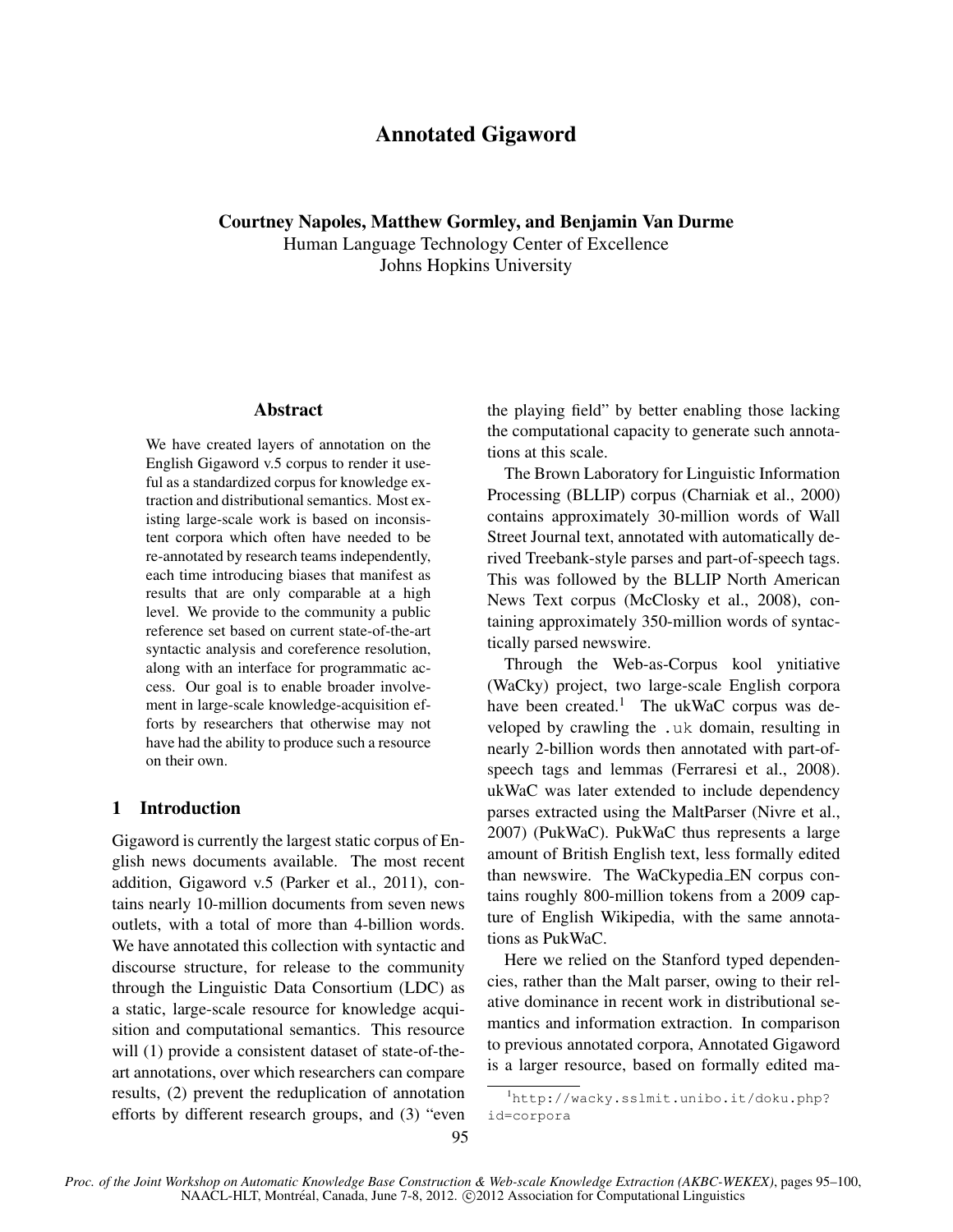# Annotated Gigaword

**Courtney Napoles, Matthew Gormley, and Benjamin Van Durme**
Human Language Technology Center of Excellence
Johns Hopkins University

## Abstract

We have created layers of annotation on the English Gigaword v.5 corpus to render it useful as a standardized corpus for knowledge extraction and distributional semantics. Most existing large-scale work is based on inconsistent corpora which often have needed to be re-annotated by research teams independently, each time introducing biases that manifest as results that are only comparable at a high level. We provide to the community a public reference set based on current state-of-the-art syntactic analysis and coreference resolution, along with an interface for programmatic access. Our goal is to enable broader involvement in large-scale knowledge-acquisition efforts by researchers that otherwise may not have had the ability to produce such a resource on their own.

## 1 Introduction

Gigaword is currently the largest static corpus of English news documents available. The most recent addition, Gigaword v.5 (Parker et al., 2011), contains nearly 10-million documents from seven news outlets, with a total of more than 4-billion words. We have annotated this collection with syntactic and discourse structure, for release to the community through the Linguistic Data Consortium (LDC) as a static, large-scale resource for knowledge acquisition and computational semantics. This resource will (1) provide a consistent dataset of state-of-the-art annotations, over which researchers can compare results, (2) prevent the reduplication of annotation efforts by different research groups, and (3) "even the playing field" by better enabling those lacking the computational capacity to generate such annotations at this scale.

The Brown Laboratory for Linguistic Information Processing (BLLIP) corpus (Charniak et al., 2000) contains approximately 30-million words of Wall Street Journal text, annotated with automatically derived Treebank-style parses and part-of-speech tags. This was followed by the BLLIP North American News Text corpus (McClosky et al., 2008), containing approximately 350-million words of syntactically parsed newswire.

Through the Web-as-Corpus kool ynitiative (WaCky) project, two large-scale English corpora have been created.[1] The ukWaC corpus was developed by crawling the `.uk` domain, resulting in nearly 2-billion words then annotated with part-of-speech tags and lemmas (Ferraresi et al., 2008). ukWaC was later extended to include dependency parses extracted using the MaltParser (Nivre et al., 2007) (PukWaC). PukWaC thus represents a large amount of British English text, less formally edited than newswire. The WaCkypedia_EN corpus contains roughly 800-million tokens from a 2009 capture of English Wikipedia, with the same annotations as PukWaC.

Here we relied on the Stanford typed dependencies, rather than the Malt parser, owing to their relative dominance in recent work in distributional semantics and information extraction. In comparison to previous annotated corpora, Annotated Gigaword is a larger resource, based on formally edited ma-

[1] `http://wacky.sslmit.unibo.it/doku.php?id=corpora`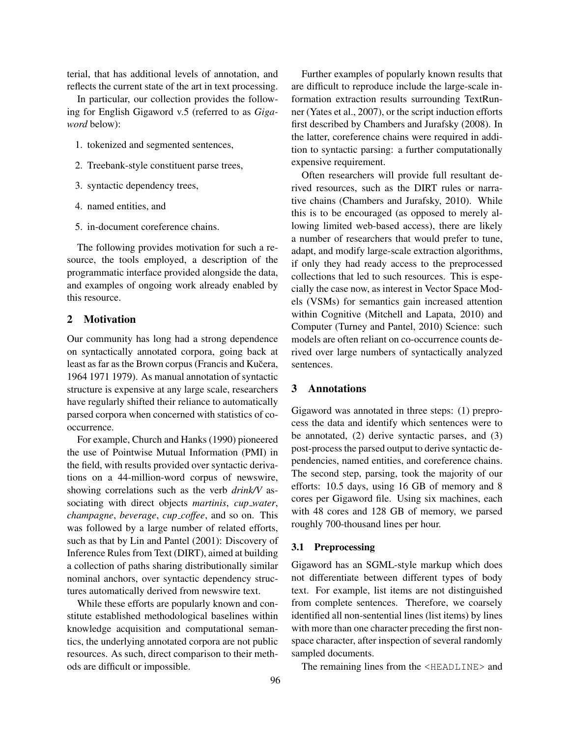terial, that has additional levels of annotation, and reflects the current state of the art in text processing.

In particular, our collection provides the following for English Gigaword v.5 (referred to as *Gigaword* below):

1. tokenized and segmented sentences,
2. Treebank-style constituent parse trees,
3. syntactic dependency trees,
4. named entities, and
5. in-document coreference chains.

The following provides motivation for such a resource, the tools employed, a description of the programmatic interface provided alongside the data, and examples of ongoing work already enabled by this resource.

## 2 Motivation

Our community has long had a strong dependence on syntactically annotated corpora, going back at least as far as the Brown corpus (Francis and Kučera, 1964 1971 1979). As manual annotation of syntactic structure is expensive at any large scale, researchers have regularly shifted their reliance to automatically parsed corpora when concerned with statistics of co-occurrence.

For example, Church and Hanks (1990) pioneered the use of Pointwise Mutual Information (PMI) in the field, with results provided over syntactic derivations on a 44-million-word corpus of newswire, showing correlations such as the verb *drink/V* associating with direct objects *martinis*, *cup_water*, *champagne*, *beverage*, *cup_coffee*, and so on. This was followed by a large number of related efforts, such as that by Lin and Pantel (2001): Discovery of Inference Rules from Text (DIRT), aimed at building a collection of paths sharing distributionally similar nominal anchors, over syntactic dependency structures automatically derived from newswire text.

While these efforts are popularly known and constitute established methodological baselines within knowledge acquisition and computational semantics, the underlying annotated corpora are not public resources. As such, direct comparison to their methods are difficult or impossible.

Further examples of popularly known results that are difficult to reproduce include the large-scale information extraction results surrounding TextRunner (Yates et al., 2007), or the script induction efforts first described by Chambers and Jurafsky (2008). In the latter, coreference chains were required in addition to syntactic parsing: a further computationally expensive requirement.

Often researchers will provide full resultant derived resources, such as the DIRT rules or narrative chains (Chambers and Jurafsky, 2010). While this is to be encouraged (as opposed to merely allowing limited web-based access), there are likely a number of researchers that would prefer to tune, adapt, and modify large-scale extraction algorithms, if only they had ready access to the preprocessed collections that led to such resources. This is especially the case now, as interest in Vector Space Models (VSMs) for semantics gain increased attention within Cognitive (Mitchell and Lapata, 2010) and Computer (Turney and Pantel, 2010) Science: such models are often reliant on co-occurrence counts derived over large numbers of syntactically analyzed sentences.

## 3 Annotations

Gigaword was annotated in three steps: (1) preprocess the data and identify which sentences were to be annotated, (2) derive syntactic parses, and (3) post-process the parsed output to derive syntactic dependencies, named entities, and coreference chains. The second step, parsing, took the majority of our efforts: 10.5 days, using 16 GB of memory and 8 cores per Gigaword file. Using six machines, each with 48 cores and 128 GB of memory, we parsed roughly 700-thousand lines per hour.

### 3.1 Preprocessing

Gigaword has an SGML-style markup which does not differentiate between different types of body text. For example, list items are not distinguished from complete sentences. Therefore, we coarsely identified all non-sentential lines (list items) by lines with more than one character preceding the first non-space character, after inspection of several randomly sampled documents.

The remaining lines from the `<HEADLINE>` and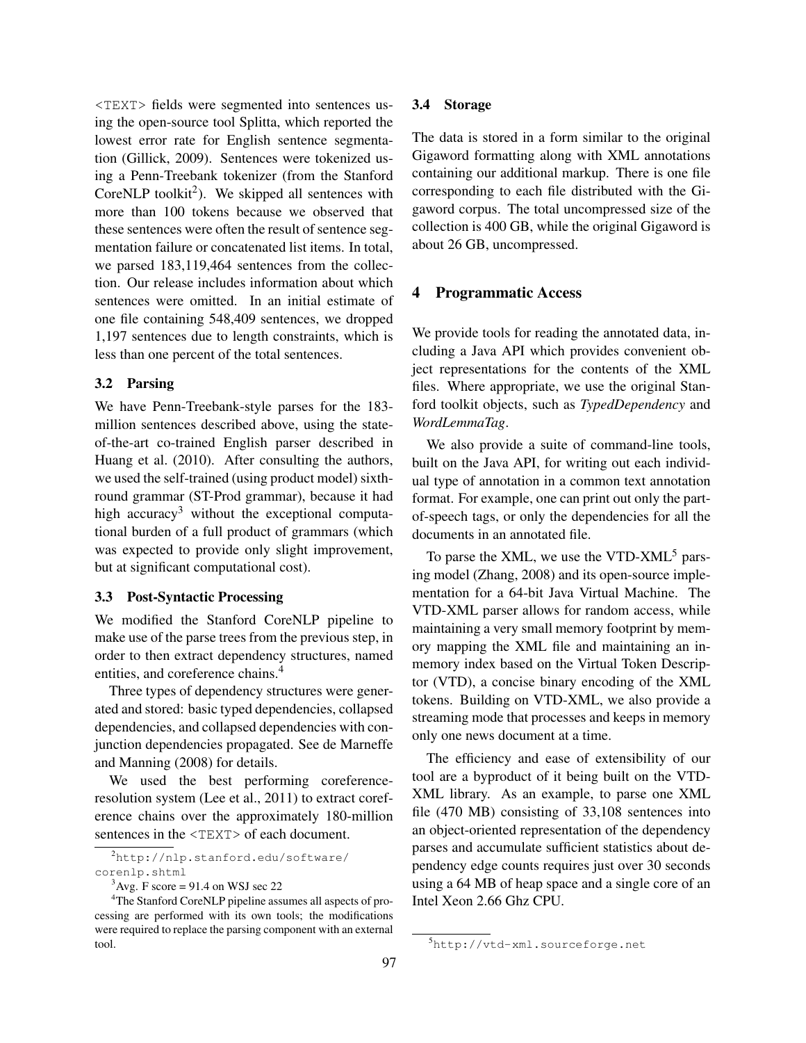<TEXT> fields were segmented into sentences using the open-source tool Splitta, which reported the lowest error rate for English sentence segmentation (Gillick, 2009). Sentences were tokenized using a Penn-Treebank tokenizer (from the Stanford CoreNLP toolkit[2]). We skipped all sentences with more than 100 tokens because we observed that these sentences were often the result of sentence segmentation failure or concatenated list items. In total, we parsed 183,119,464 sentences from the collection. Our release includes information about which sentences were omitted. In an initial estimate of one file containing 548,409 sentences, we dropped 1,197 sentences due to length constraints, which is less than one percent of the total sentences.

### 3.2 Parsing

We have Penn-Treebank-style parses for the 183-million sentences described above, using the state-of-the-art co-trained English parser described in Huang et al. (2010). After consulting the authors, we used the self-trained (using product model) sixth-round grammar (ST-Prod grammar), because it had high accuracy[3] without the exceptional computational burden of a full product of grammars (which was expected to provide only slight improvement, but at significant computational cost).

### 3.3 Post-Syntactic Processing

We modified the Stanford CoreNLP pipeline to make use of the parse trees from the previous step, in order to then extract dependency structures, named entities, and coreference chains.[4]

Three types of dependency structures were generated and stored: basic typed dependencies, collapsed dependencies, and collapsed dependencies with conjunction dependencies propagated. See de Marneffe and Manning (2008) for details.

We used the best performing coreference-resolution system (Lee et al., 2011) to extract coreference chains over the approximately 180-million sentences in the <TEXT> of each document.

### 3.4 Storage

The data is stored in a form similar to the original Gigaword formatting along with XML annotations containing our additional markup. There is one file corresponding to each file distributed with the Gigaword corpus. The total uncompressed size of the collection is 400 GB, while the original Gigaword is about 26 GB, uncompressed.

## 4 Programmatic Access

We provide tools for reading the annotated data, including a Java API which provides convenient object representations for the contents of the XML files. Where appropriate, we use the original Stanford toolkit objects, such as *TypedDependency* and *WordLemmaTag*.

We also provide a suite of command-line tools, built on the Java API, for writing out each individual type of annotation in a common text annotation format. For example, one can print out only the part-of-speech tags, or only the dependencies for all the documents in an annotated file.

To parse the XML, we use the VTD-XML[5] parsing model (Zhang, 2008) and its open-source implementation for a 64-bit Java Virtual Machine. The VTD-XML parser allows for random access, while maintaining a very small memory footprint by memory mapping the XML file and maintaining an in-memory index based on the Virtual Token Descriptor (VTD), a concise binary encoding of the XML tokens. Building on VTD-XML, we also provide a streaming mode that processes and keeps in memory only one news document at a time.

The efficiency and ease of extensibility of our tool are a byproduct of it being built on the VTD-XML library. As an example, to parse one XML file (470 MB) consisting of 33,108 sentences into an object-oriented representation of the dependency parses and accumulate sufficient statistics about dependency edge counts requires just over 30 seconds using a 64 MB of heap space and a single core of an Intel Xeon 2.66 Ghz CPU.

---

[2] http://nlp.stanford.edu/software/corenlp.shtml

[3] Avg. F score = 91.4 on WSJ sec 22

[4] The Stanford CoreNLP pipeline assumes all aspects of processing are performed with its own tools; the modifications were required to replace the parsing component with an external tool.

[5] http://vtd-xml.sourceforge.net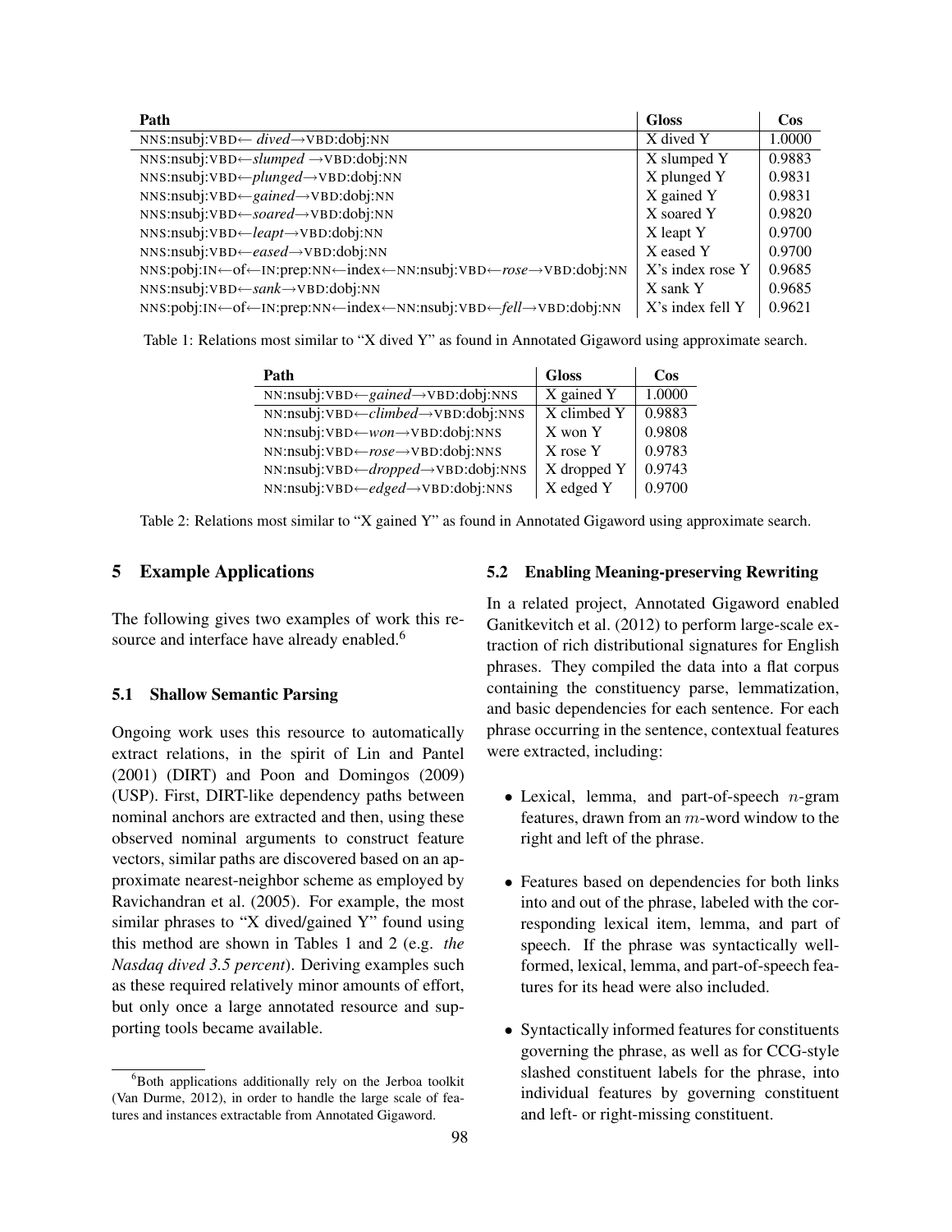| Path | Gloss | Cos |
|---|---|---|
| NNS:nsubj:VBD← *dived*→VBD:dobj:NN | X dived Y | 1.0000 |
| NNS:nsubj:VBD←*slumped* →VBD:dobj:NN | X slumped Y | 0.9883 |
| NNS:nsubj:VBD←*plunged*→VBD:dobj:NN | X plunged Y | 0.9831 |
| NNS:nsubj:VBD←*gained*→VBD:dobj:NN | X gained Y | 0.9831 |
| NNS:nsubj:VBD←*soared*→VBD:dobj:NN | X soared Y | 0.9820 |
| NNS:nsubj:VBD←*leapt*→VBD:dobj:NN | X leapt Y | 0.9700 |
| NNS:nsubj:VBD←*eased*→VBD:dobj:NN | X eased Y | 0.9700 |
| NNS:pobj:IN←of←IN:prep:NN←index←NN:nsubj:VBD←*rose*→VBD:dobj:NN | X's index rose Y | 0.9685 |
| NNS:nsubj:VBD←*sank*→VBD:dobj:NN | X sank Y | 0.9685 |
| NNS:pobj:IN←of←IN:prep:NN←index←NN:nsubj:VBD←*fell*→VBD:dobj:NN | X's index fell Y | 0.9621 |

Table 1: Relations most similar to "X dived Y" as found in Annotated Gigaword using approximate search.

| Path | Gloss | Cos |
|---|---|---|
| NN:nsubj:VBD←*gained*→VBD:dobj:NNS | X gained Y | 1.0000 |
| NN:nsubj:VBD←*climbed*→VBD:dobj:NNS | X climbed Y | 0.9883 |
| NN:nsubj:VBD←*won*→VBD:dobj:NNS | X won Y | 0.9808 |
| NN:nsubj:VBD←*rose*→VBD:dobj:NNS | X rose Y | 0.9783 |
| NN:nsubj:VBD←*dropped*→VBD:dobj:NNS | X dropped Y | 0.9743 |
| NN:nsubj:VBD←*edged*→VBD:dobj:NNS | X edged Y | 0.9700 |

Table 2: Relations most similar to "X gained Y" as found in Annotated Gigaword using approximate search.

## 5 Example Applications

The following gives two examples of work this resource and interface have already enabled.[6]

### 5.1 Shallow Semantic Parsing

Ongoing work uses this resource to automatically extract relations, in the spirit of Lin and Pantel (2001) (DIRT) and Poon and Domingos (2009) (USP). First, DIRT-like dependency paths between nominal anchors are extracted and then, using these observed nominal arguments to construct feature vectors, similar paths are discovered based on an approximate nearest-neighbor scheme as employed by Ravichandran et al. (2005). For example, the most similar phrases to "X dived/gained Y" found using this method are shown in Tables 1 and 2 (e.g. *the Nasdaq dived 3.5 percent*). Deriving examples such as these required relatively minor amounts of effort, but only once a large annotated resource and supporting tools became available.

[6]Both applications additionally rely on the Jerboa toolkit (Van Durme, 2012), in order to handle the large scale of features and instances extractable from Annotated Gigaword.

### 5.2 Enabling Meaning-preserving Rewriting

In a related project, Annotated Gigaword enabled Ganitkevitch et al. (2012) to perform large-scale extraction of rich distributional signatures for English phrases. They compiled the data into a flat corpus containing the constituency parse, lemmatization, and basic dependencies for each sentence. For each phrase occurring in the sentence, contextual features were extracted, including:

- Lexical, lemma, and part-of-speech $n$-gram features, drawn from an $m$-word window to the right and left of the phrase.
- Features based on dependencies for both links into and out of the phrase, labeled with the corresponding lexical item, lemma, and part of speech. If the phrase was syntactically well-formed, lexical, lemma, and part-of-speech features for its head were also included.
- Syntactically informed features for constituents governing the phrase, as well as for CCG-style slashed constituent labels for the phrase, into individual features by governing constituent and left- or right-missing constituent.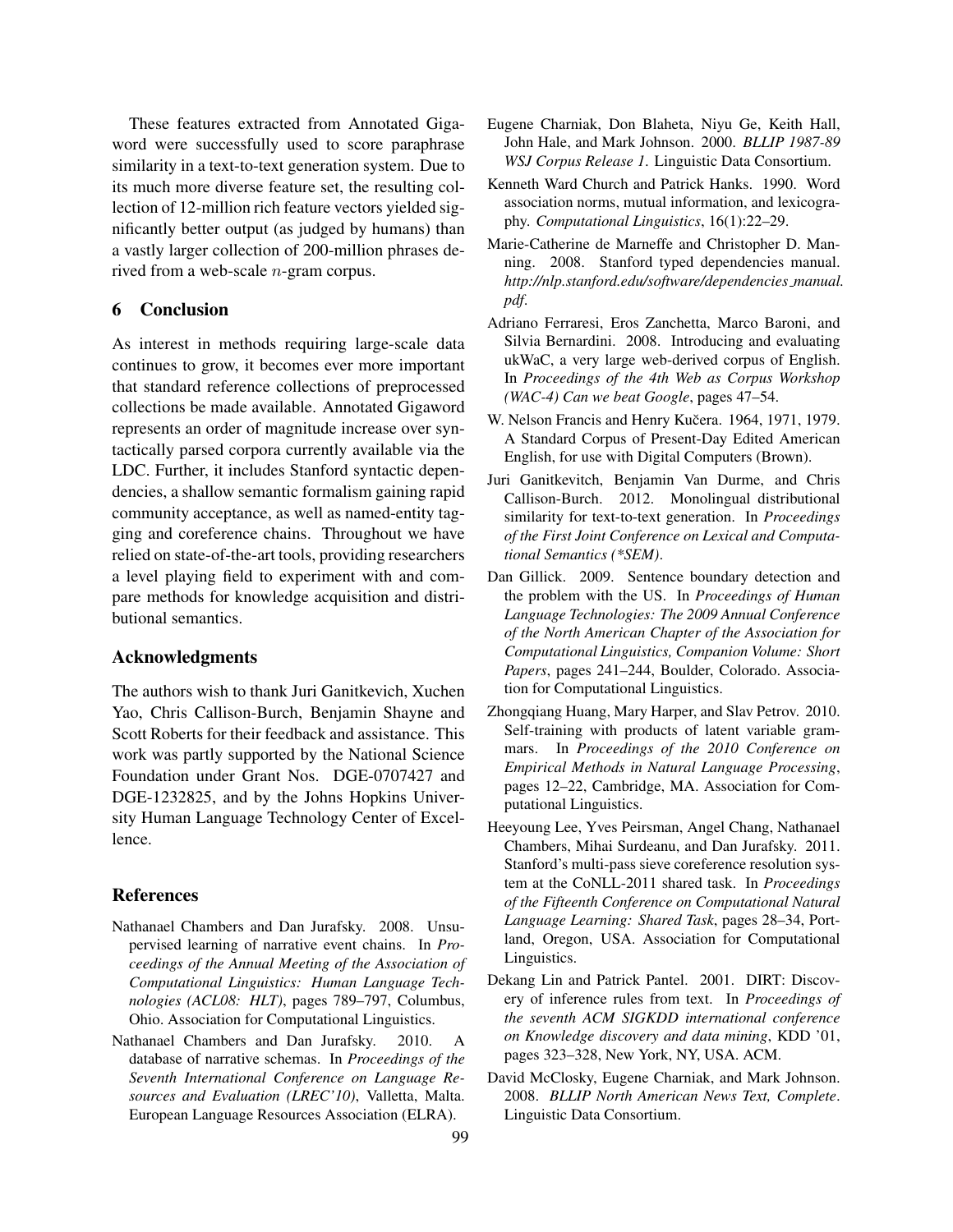These features extracted from Annotated Gigaword were successfully used to score paraphrase similarity in a text-to-text generation system. Due to its much more diverse feature set, the resulting collection of 12-million rich feature vectors yielded significantly better output (as judged by humans) than a vastly larger collection of 200-million phrases derived from a web-scale $n$-gram corpus.

## 6 Conclusion

As interest in methods requiring large-scale data continues to grow, it becomes ever more important that standard reference collections of preprocessed collections be made available. Annotated Gigaword represents an order of magnitude increase over syntactically parsed corpora currently available via the LDC. Further, it includes Stanford syntactic dependencies, a shallow semantic formalism gaining rapid community acceptance, as well as named-entity tagging and coreference chains. Throughout we have relied on state-of-the-art tools, providing researchers a level playing field to experiment with and compare methods for knowledge acquisition and distributional semantics.

## Acknowledgments

The authors wish to thank Juri Ganitkevich, Xuchen Yao, Chris Callison-Burch, Benjamin Shayne and Scott Roberts for their feedback and assistance. This work was partly supported by the National Science Foundation under Grant Nos. DGE-0707427 and DGE-1232825, and by the Johns Hopkins University Human Language Technology Center of Excellence.

## References

Nathanael Chambers and Dan Jurafsky. 2008. Unsupervised learning of narrative event chains. In *Proceedings of the Annual Meeting of the Association of Computational Linguistics: Human Language Technologies (ACL08: HLT)*, pages 789–797, Columbus, Ohio. Association for Computational Linguistics.

Nathanael Chambers and Dan Jurafsky. 2010. A database of narrative schemas. In *Proceedings of the Seventh International Conference on Language Resources and Evaluation (LREC'10)*, Valletta, Malta. European Language Resources Association (ELRA).

Eugene Charniak, Don Blaheta, Niyu Ge, Keith Hall, John Hale, and Mark Johnson. 2000. *BLLIP 1987-89 WSJ Corpus Release 1*. Linguistic Data Consortium.

Kenneth Ward Church and Patrick Hanks. 1990. Word association norms, mutual information, and lexicography. *Computational Linguistics*, 16(1):22–29.

Marie-Catherine de Marneffe and Christopher D. Manning. 2008. Stanford typed dependencies manual. *http://nlp.stanford.edu/software/dependencies_manual.pdf*.

Adriano Ferraresi, Eros Zanchetta, Marco Baroni, and Silvia Bernardini. 2008. Introducing and evaluating ukWaC, a very large web-derived corpus of English. In *Proceedings of the 4th Web as Corpus Workshop (WAC-4) Can we beat Google*, pages 47–54.

W. Nelson Francis and Henry Kučera. 1964, 1971, 1979. A Standard Corpus of Present-Day Edited American English, for use with Digital Computers (Brown).

Juri Ganitkevitch, Benjamin Van Durme, and Chris Callison-Burch. 2012. Monolingual distributional similarity for text-to-text generation. In *Proceedings of the First Joint Conference on Lexical and Computational Semantics (*SEM)*.

Dan Gillick. 2009. Sentence boundary detection and the problem with the US. In *Proceedings of Human Language Technologies: The 2009 Annual Conference of the North American Chapter of the Association for Computational Linguistics, Companion Volume: Short Papers*, pages 241–244, Boulder, Colorado. Association for Computational Linguistics.

Zhongqiang Huang, Mary Harper, and Slav Petrov. 2010. Self-training with products of latent variable grammars. In *Proceedings of the 2010 Conference on Empirical Methods in Natural Language Processing*, pages 12–22, Cambridge, MA. Association for Computational Linguistics.

Heeyoung Lee, Yves Peirsman, Angel Chang, Nathanael Chambers, Mihai Surdeanu, and Dan Jurafsky. 2011. Stanford's multi-pass sieve coreference resolution system at the CoNLL-2011 shared task. In *Proceedings of the Fifteenth Conference on Computational Natural Language Learning: Shared Task*, pages 28–34, Portland, Oregon, USA. Association for Computational Linguistics.

Dekang Lin and Patrick Pantel. 2001. DIRT: Discovery of inference rules from text. In *Proceedings of the seventh ACM SIGKDD international conference on Knowledge discovery and data mining*, KDD '01, pages 323–328, New York, NY, USA. ACM.

David McClosky, Eugene Charniak, and Mark Johnson. 2008. *BLLIP North American News Text, Complete*. Linguistic Data Consortium.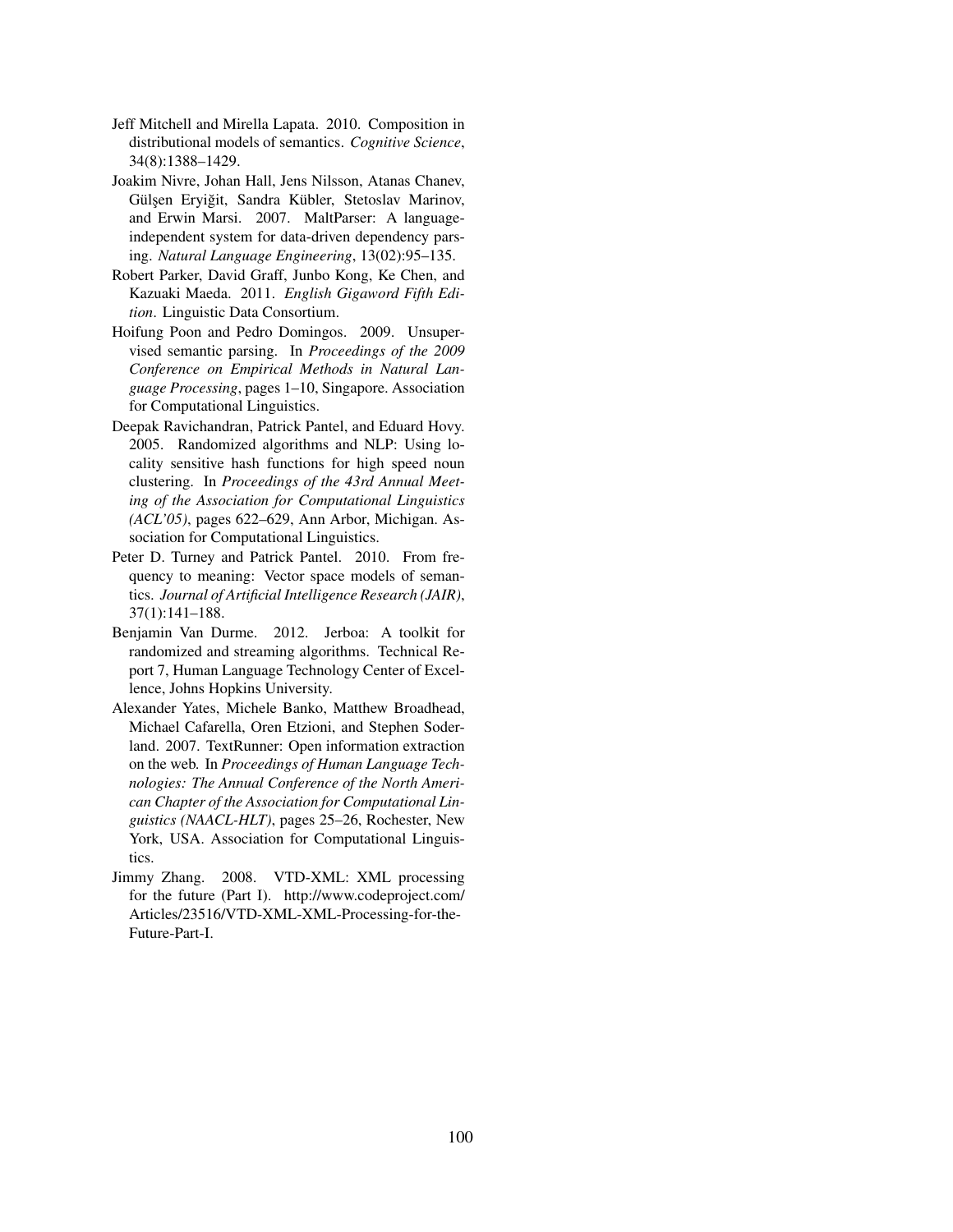Jeff Mitchell and Mirella Lapata. 2010. Composition in distributional models of semantics. *Cognitive Science*, 34(8):1388–1429.

Joakim Nivre, Johan Hall, Jens Nilsson, Atanas Chanev, Gülşen Eryiğit, Sandra Kübler, Stetoslav Marinov, and Erwin Marsi. 2007. MaltParser: A language-independent system for data-driven dependency parsing. *Natural Language Engineering*, 13(02):95–135.

Robert Parker, David Graff, Junbo Kong, Ke Chen, and Kazuaki Maeda. 2011. *English Gigaword Fifth Edition*. Linguistic Data Consortium.

Hoifung Poon and Pedro Domingos. 2009. Unsupervised semantic parsing. In *Proceedings of the 2009 Conference on Empirical Methods in Natural Language Processing*, pages 1–10, Singapore. Association for Computational Linguistics.

Deepak Ravichandran, Patrick Pantel, and Eduard Hovy. 2005. Randomized algorithms and NLP: Using locality sensitive hash functions for high speed noun clustering. In *Proceedings of the 43rd Annual Meeting of the Association for Computational Linguistics (ACL'05)*, pages 622–629, Ann Arbor, Michigan. Association for Computational Linguistics.

Peter D. Turney and Patrick Pantel. 2010. From frequency to meaning: Vector space models of semantics. *Journal of Artificial Intelligence Research (JAIR)*, 37(1):141–188.

Benjamin Van Durme. 2012. Jerboa: A toolkit for randomized and streaming algorithms. Technical Report 7, Human Language Technology Center of Excellence, Johns Hopkins University.

Alexander Yates, Michele Banko, Matthew Broadhead, Michael Cafarella, Oren Etzioni, and Stephen Soderland. 2007. TextRunner: Open information extraction on the web. In *Proceedings of Human Language Technologies: The Annual Conference of the North American Chapter of the Association for Computational Linguistics (NAACL-HLT)*, pages 25–26, Rochester, New York, USA. Association for Computational Linguistics.

Jimmy Zhang. 2008. VTD-XML: XML processing for the future (Part I). http://www.codeproject.com/Articles/23516/VTD-XML-XML-Processing-for-the-Future-Part-I.